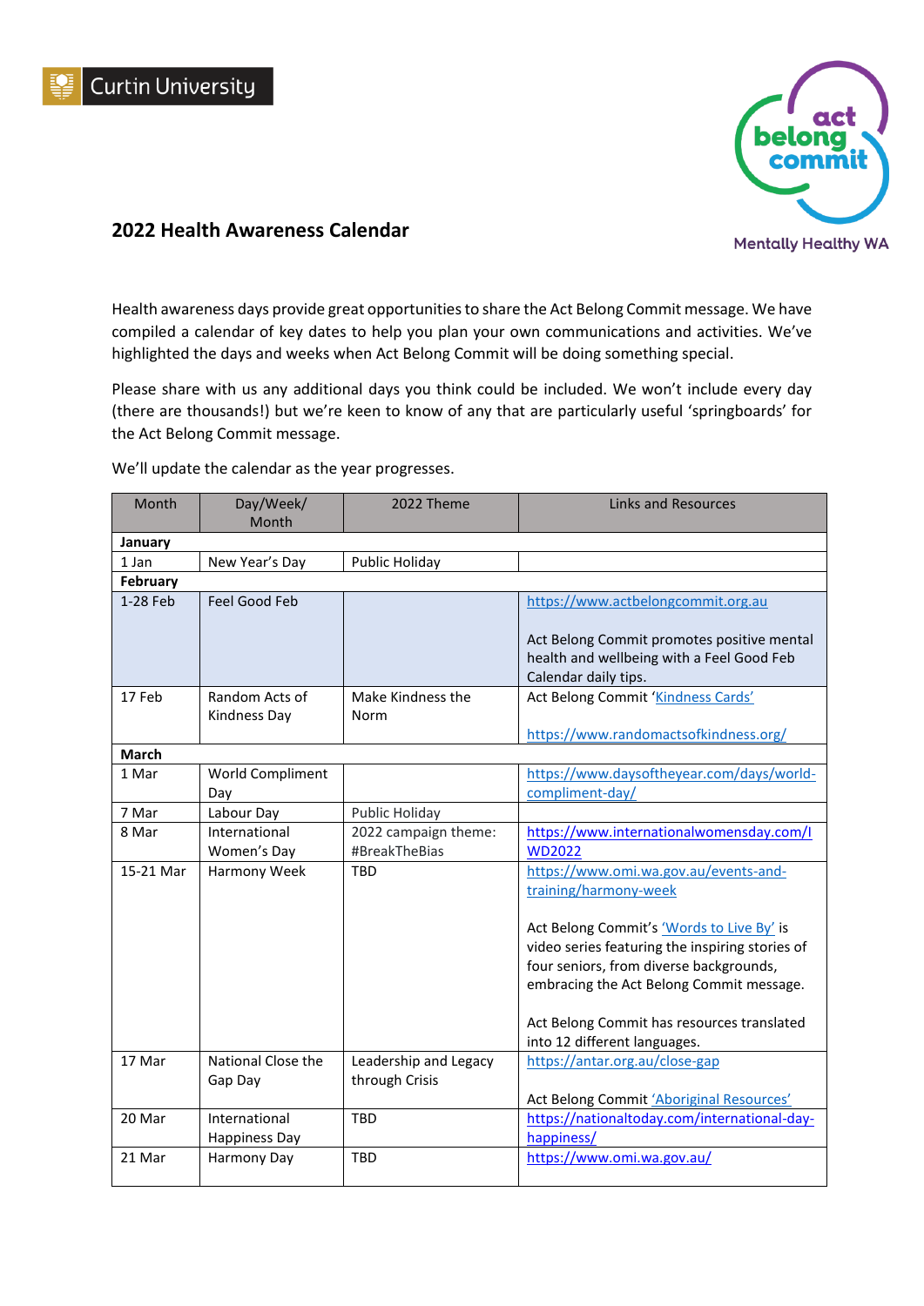Curtin University

act belong commit

Mentally Healthy WA

# 2022 Health Awareness Calendar

Health awareness days provide great opportunities to share the Act Belong Commit message. We have compiled a calendar of key dates to help you plan your own communications and activities. We've highlighted the days and weeks when Act Belong Commit will be doing something special.

Please share with us any additional days you think could be included. We won't include every day (there are thousands!) but we're keen to know of any that are particularly useful 'springboards' for the Act Belong Commit message.

We'll update the calendar as the year progresses.

| Month | Day/Week/ Month | 2022 Theme | Links and Resources |
|---|---|---|---|
| **January** | | | |
| 1 Jan | New Year's Day | Public Holiday | |
| **February** | | | |
| 1-28 Feb | Feel Good Feb | | https://www.actbelongcommit.org.au<br><br>Act Belong Commit promotes positive mental health and wellbeing with a Feel Good Feb Calendar daily tips. |
| 17 Feb | Random Acts of Kindness Day | Make Kindness the Norm | Act Belong Commit 'Kindness Cards'<br><br>https://www.randomactsofkindness.org/ |
| **March** | | | |
| 1 Mar | World Compliment Day | | https://www.daysoftheyear.com/days/world-compliment-day/ |
| 7 Mar | Labour Day | Public Holiday | |
| 8 Mar | International Women's Day | 2022 campaign theme: #BreakTheBias | https://www.internationalwomensday.com/IWD2022 |
| 15-21 Mar | Harmony Week | TBD | https://www.omi.wa.gov.au/events-and-training/harmony-week<br><br>Act Belong Commit's 'Words to Live By' is video series featuring the inspiring stories of four seniors, from diverse backgrounds, embracing the Act Belong Commit message.<br><br>Act Belong Commit has resources translated into 12 different languages. |
| 17 Mar | National Close the Gap Day | Leadership and Legacy through Crisis | https://antar.org.au/close-gap<br><br>Act Belong Commit 'Aboriginal Resources' |
| 20 Mar | International Happiness Day | TBD | https://nationaltoday.com/international-day-happiness/ |
| 21 Mar | Harmony Day | TBD | https://www.omi.wa.gov.au/ |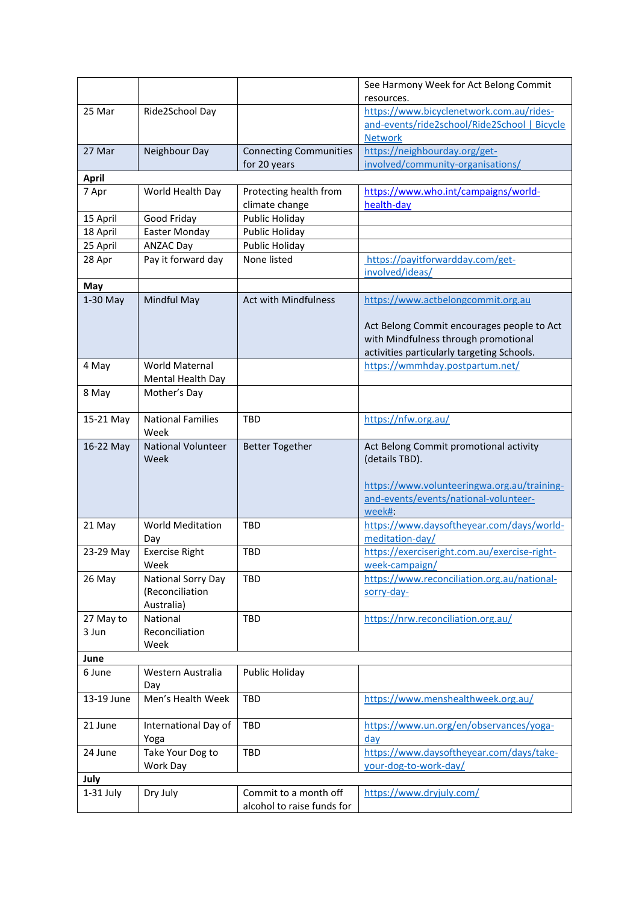| | | | See Harmony Week for Act Belong Commit resources. |
|---|---|---|---|
| 25 Mar | Ride2School Day | | https://www.bicyclenetwork.com.au/rides-and-events/ride2school/Ride2School \| Bicycle Network |
| 27 Mar | Neighbour Day | Connecting Communities for 20 years | https://neighbourday.org/get-involved/community-organisations/ |
| **April** | | | |
| 7 Apr | World Health Day | Protecting health from climate change | https://www.who.int/campaigns/world-health-day |
| 15 April | Good Friday | Public Holiday | |
| 18 April | Easter Monday | Public Holiday | |
| 25 April | ANZAC Day | Public Holiday | |
| 28 Apr | Pay it forward day | None listed | https://payitforwardday.com/get-involved/ideas/ |
| **May** | | | |
| 1-30 May | Mindful May | Act with Mindfulness | https://www.actbelongcommit.org.au<br><br>Act Belong Commit encourages people to Act with Mindfulness through promotional activities particularly targeting Schools. |
| 4 May | World Maternal Mental Health Day | | https://wmmhday.postpartum.net/ |
| 8 May | Mother's Day | | |
| 15-21 May | National Families Week | TBD | https://nfw.org.au/ |
| 16-22 May | National Volunteer Week | Better Together | Act Belong Commit promotional activity (details TBD).<br><br>https://www.volunteeringwa.org.au/training-and-events/events/national-volunteer-week#: |
| 21 May | World Meditation Day | TBD | https://www.daysoftheyear.com/days/world-meditation-day/ |
| 23-29 May | Exercise Right Week | TBD | https://exerciseright.com.au/exercise-right-week-campaign/ |
| 26 May | National Sorry Day (Reconciliation Australia) | TBD | https://www.reconciliation.org.au/national-sorry-day- |
| 27 May to 3 Jun | National Reconciliation Week | TBD | https://nrw.reconciliation.org.au/ |
| **June** | | | |
| 6 June | Western Australia Day | Public Holiday | |
| 13-19 June | Men's Health Week | TBD | https://www.menshealthweek.org.au/ |
| 21 June | International Day of Yoga | TBD | https://www.un.org/en/observances/yoga-day |
| 24 June | Take Your Dog to Work Day | TBD | https://www.daysoftheyear.com/days/take-your-dog-to-work-day/ |
| **July** | | | |
| 1-31 July | Dry July | Commit to a month off alcohol to raise funds for | https://www.dryjuly.com/ |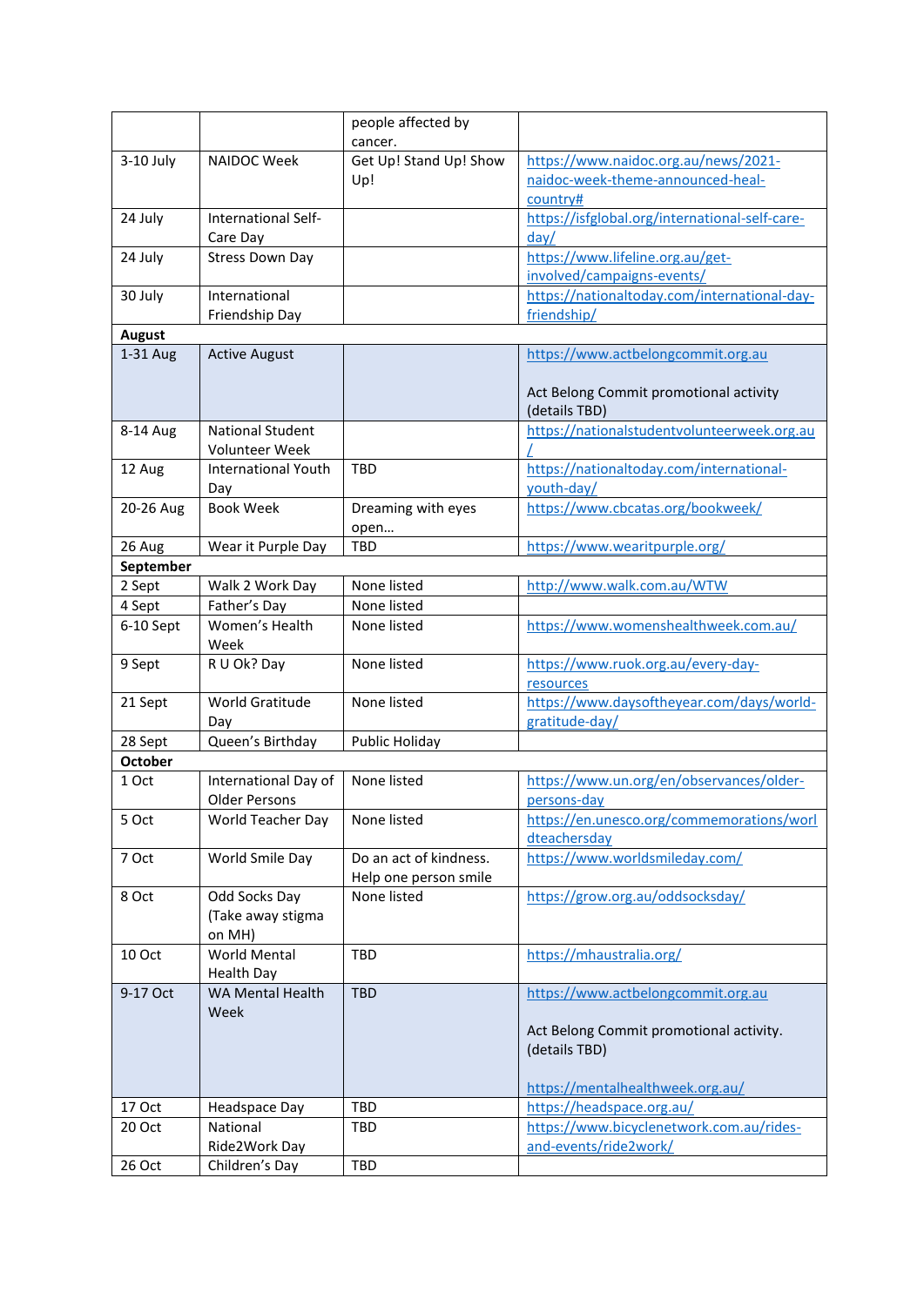| | | people affected by cancer. | |
|---|---|---|---|
| 3-10 July | NAIDOC Week | Get Up! Stand Up! Show Up! | https://www.naidoc.org.au/news/2021-naidoc-week-theme-announced-heal-country# |
| 24 July | International Self-Care Day | | https://isfglobal.org/international-self-care-day/ |
| 24 July | Stress Down Day | | https://www.lifeline.org.au/get-involved/campaigns-events/ |
| 30 July | International Friendship Day | | https://nationaltoday.com/international-day-friendship/ |
| **August** | | | |
| 1-31 Aug | Active August | | https://www.actbelongcommit.org.au<br><br>Act Belong Commit promotional activity (details TBD) |
| 8-14 Aug | National Student Volunteer Week | | https://nationalstudentvolunteerweek.org.au/ |
| 12 Aug | International Youth Day | TBD | https://nationaltoday.com/international-youth-day/ |
| 20-26 Aug | Book Week | Dreaming with eyes open… | https://www.cbcatas.org/bookweek/ |
| 26 Aug | Wear it Purple Day | TBD | https://www.wearitpurple.org/ |
| **September** | | | |
| 2 Sept | Walk 2 Work Day | None listed | http://www.walk.com.au/WTW |
| 4 Sept | Father's Day | None listed | |
| 6-10 Sept | Women's Health Week | None listed | https://www.womenshealthweek.com.au/ |
| 9 Sept | R U Ok? Day | None listed | https://www.ruok.org.au/every-day-resources |
| 21 Sept | World Gratitude Day | None listed | https://www.daysoftheyear.com/days/world-gratitude-day/ |
| 28 Sept | Queen's Birthday | Public Holiday | |
| **October** | | | |
| 1 Oct | International Day of Older Persons | None listed | https://www.un.org/en/observances/older-persons-day |
| 5 Oct | World Teacher Day | None listed | https://en.unesco.org/commemorations/worldteachersday |
| 7 Oct | World Smile Day | Do an act of kindness. Help one person smile | https://www.worldsmileday.com/ |
| 8 Oct | Odd Socks Day (Take away stigma on MH) | None listed | https://grow.org.au/oddsocksday/ |
| 10 Oct | World Mental Health Day | TBD | https://mhaustralia.org/ |
| 9-17 Oct | WA Mental Health Week | TBD | https://www.actbelongcommit.org.au<br><br>Act Belong Commit promotional activity. (details TBD)<br><br>https://mentalhealthweek.org.au/ |
| 17 Oct | Headspace Day | TBD | https://headspace.org.au/ |
| 20 Oct | National Ride2Work Day | TBD | https://www.bicyclenetwork.com.au/rides-and-events/ride2work/ |
| 26 Oct | Children's Day | TBD | |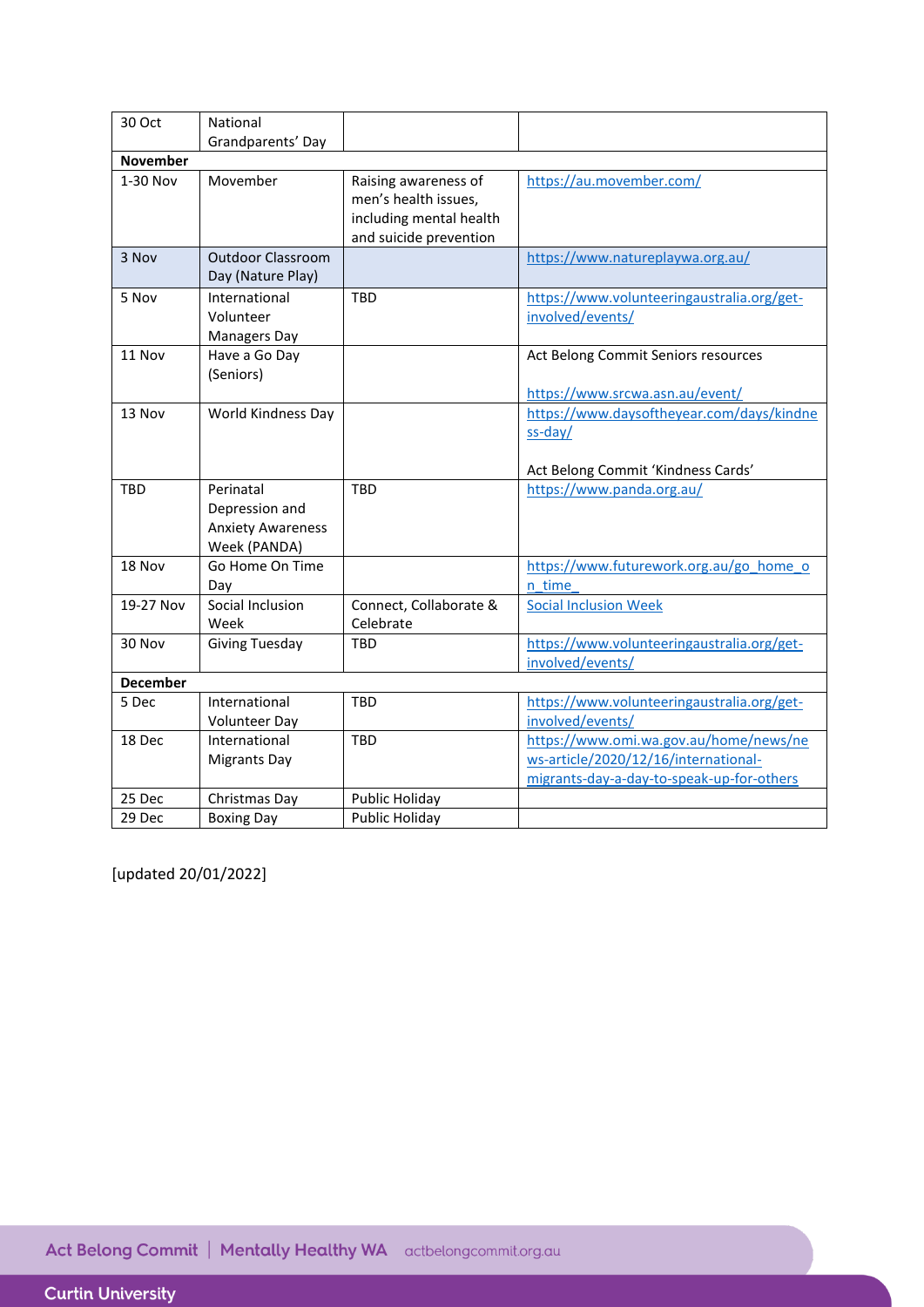| | | | |
|---|---|---|---|
| 30 Oct | National Grandparents' Day | | |
| **November** | | | |
| 1-30 Nov | Movember | Raising awareness of men's health issues, including mental health and suicide prevention | https://au.movember.com/ |
| 3 Nov | Outdoor Classroom Day (Nature Play) | | https://www.natureplaywa.org.au/ |
| 5 Nov | International Volunteer Managers Day | TBD | https://www.volunteeringaustralia.org/get-involved/events/ |
| 11 Nov | Have a Go Day (Seniors) | | Act Belong Commit Seniors resources<br><br>https://www.srcwa.asn.au/event/ |
| 13 Nov | World Kindness Day | | https://www.daysoftheyear.com/days/kindness-day/<br><br>Act Belong Commit 'Kindness Cards' |
| TBD | Perinatal Depression and Anxiety Awareness Week (PANDA) | TBD | https://www.panda.org.au/ |
| 18 Nov | Go Home On Time Day | | https://www.futurework.org.au/go_home_on_time_ |
| 19-27 Nov | Social Inclusion Week | Connect, Collaborate & Celebrate | Social Inclusion Week |
| 30 Nov | Giving Tuesday | TBD | https://www.volunteeringaustralia.org/get-involved/events/ |
| **December** | | | |
| 5 Dec | International Volunteer Day | TBD | https://www.volunteeringaustralia.org/get-involved/events/ |
| 18 Dec | International Migrants Day | TBD | https://www.omi.wa.gov.au/home/news/news-article/2020/12/16/international-migrants-day-a-day-to-speak-up-for-others |
| 25 Dec | Christmas Day | Public Holiday | |
| 29 Dec | Boxing Day | Public Holiday | |

[updated 20/01/2022]